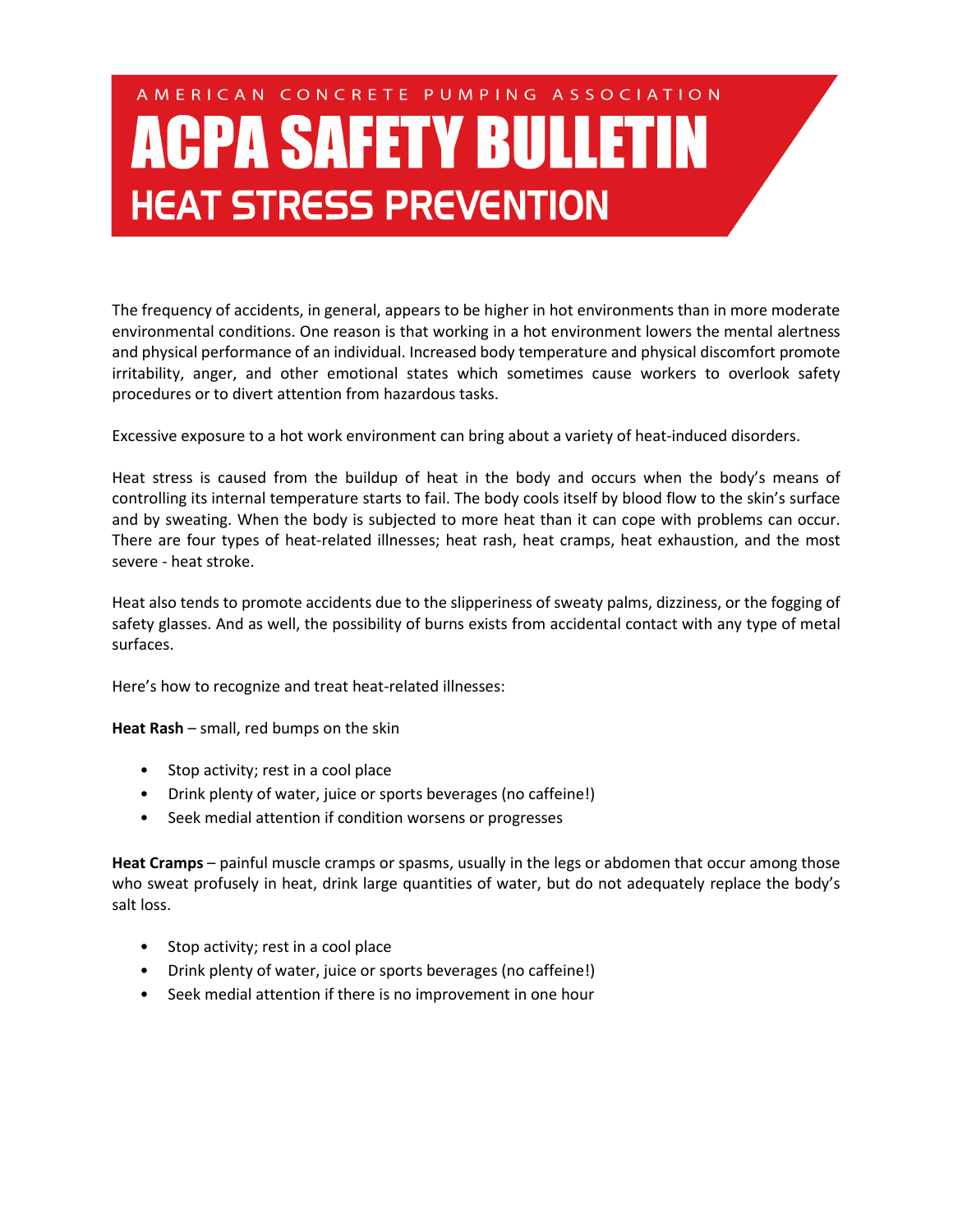AMERICAN CONCRETE PUMPING ASSOCIATION

# ACPA SAFETY BULLETIN

## HEAT STRESS PREVENTION

The frequency of accidents, in general, appears to be higher in hot environments than in more moderate environmental conditions. One reason is that working in a hot environment lowers the mental alertness and physical performance of an individual. Increased body temperature and physical discomfort promote irritability, anger, and other emotional states which sometimes cause workers to overlook safety procedures or to divert attention from hazardous tasks.

Excessive exposure to a hot work environment can bring about a variety of heat-induced disorders.

Heat stress is caused from the buildup of heat in the body and occurs when the body's means of controlling its internal temperature starts to fail. The body cools itself by blood flow to the skin's surface and by sweating. When the body is subjected to more heat than it can cope with problems can occur. There are four types of heat-related illnesses; heat rash, heat cramps, heat exhaustion, and the most severe - heat stroke.

Heat also tends to promote accidents due to the slipperiness of sweaty palms, dizziness, or the fogging of safety glasses. And as well, the possibility of burns exists from accidental contact with any type of metal surfaces.

Here's how to recognize and treat heat-related illnesses:

**Heat Rash** – small, red bumps on the skin

- Stop activity; rest in a cool place
- Drink plenty of water, juice or sports beverages (no caffeine!)
- Seek medial attention if condition worsens or progresses

**Heat Cramps** – painful muscle cramps or spasms, usually in the legs or abdomen that occur among those who sweat profusely in heat, drink large quantities of water, but do not adequately replace the body's salt loss.

- Stop activity; rest in a cool place
- Drink plenty of water, juice or sports beverages (no caffeine!)
- Seek medial attention if there is no improvement in one hour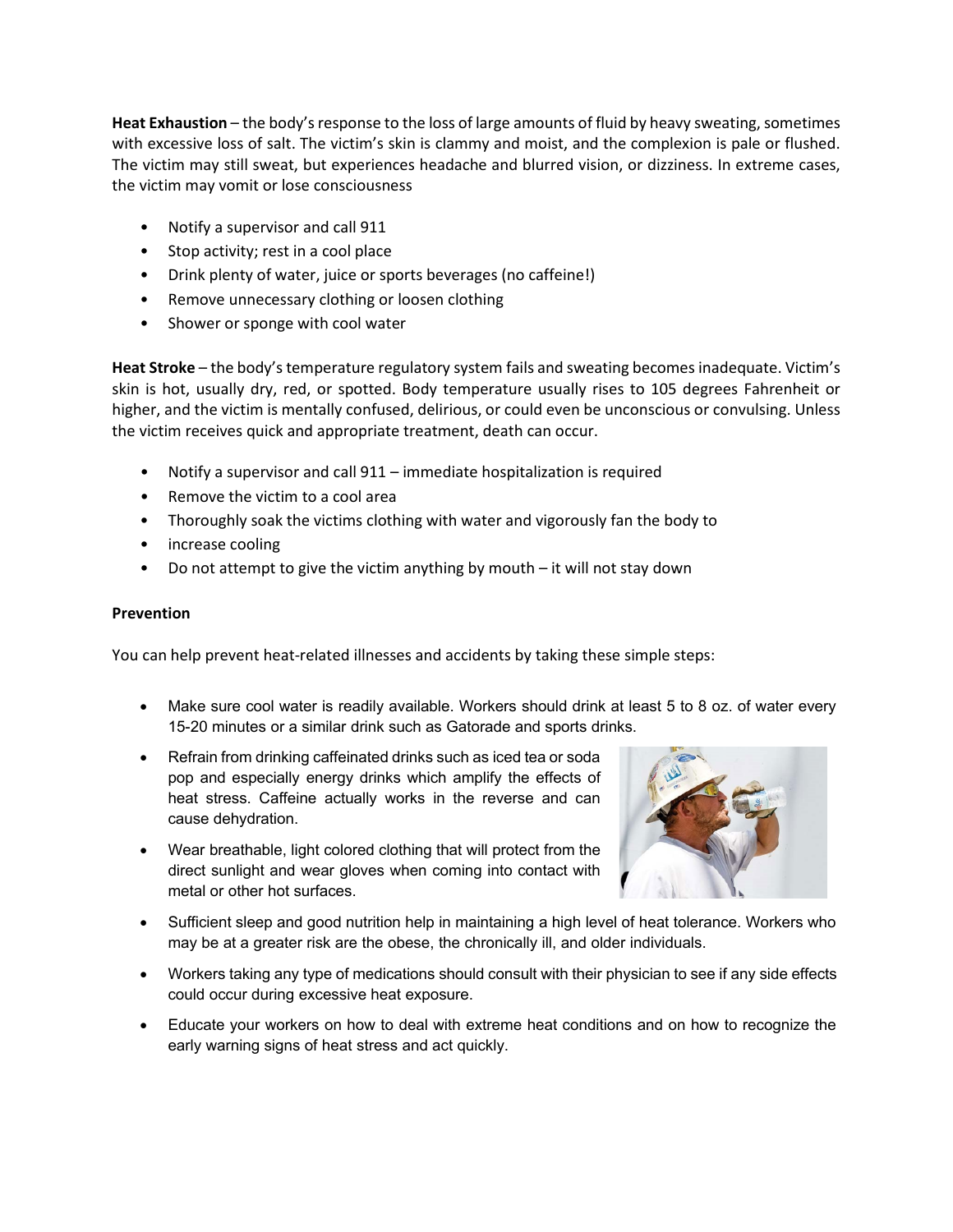**Heat Exhaustion** – the body's response to the loss of large amounts of fluid by heavy sweating, sometimes with excessive loss of salt. The victim's skin is clammy and moist, and the complexion is pale or flushed. The victim may still sweat, but experiences headache and blurred vision, or dizziness. In extreme cases, the victim may vomit or lose consciousness

- Notify a supervisor and call 911
- Stop activity; rest in a cool place
- Drink plenty of water, juice or sports beverages (no caffeine!)
- Remove unnecessary clothing or loosen clothing
- Shower or sponge with cool water

**Heat Stroke** – the body's temperature regulatory system fails and sweating becomes inadequate. Victim's skin is hot, usually dry, red, or spotted. Body temperature usually rises to 105 degrees Fahrenheit or higher, and the victim is mentally confused, delirious, or could even be unconscious or convulsing. Unless the victim receives quick and appropriate treatment, death can occur.

- Notify a supervisor and call 911 – immediate hospitalization is required
- Remove the victim to a cool area
- Thoroughly soak the victims clothing with water and vigorously fan the body to
- increase cooling
- Do not attempt to give the victim anything by mouth – it will not stay down

**Prevention**

You can help prevent heat-related illnesses and accidents by taking these simple steps:

- Make sure cool water is readily available. Workers should drink at least 5 to 8 oz. of water every 15-20 minutes or a similar drink such as Gatorade and sports drinks.
- Refrain from drinking caffeinated drinks such as iced tea or soda pop and especially energy drinks which amplify the effects of heat stress. Caffeine actually works in the reverse and can cause dehydration.
- Wear breathable, light colored clothing that will protect from the direct sunlight and wear gloves when coming into contact with metal or other hot surfaces.
- Sufficient sleep and good nutrition help in maintaining a high level of heat tolerance. Workers who may be at a greater risk are the obese, the chronically ill, and older individuals.
- Workers taking any type of medications should consult with their physician to see if any side effects could occur during excessive heat exposure.
- Educate your workers on how to deal with extreme heat conditions and on how to recognize the early warning signs of heat stress and act quickly.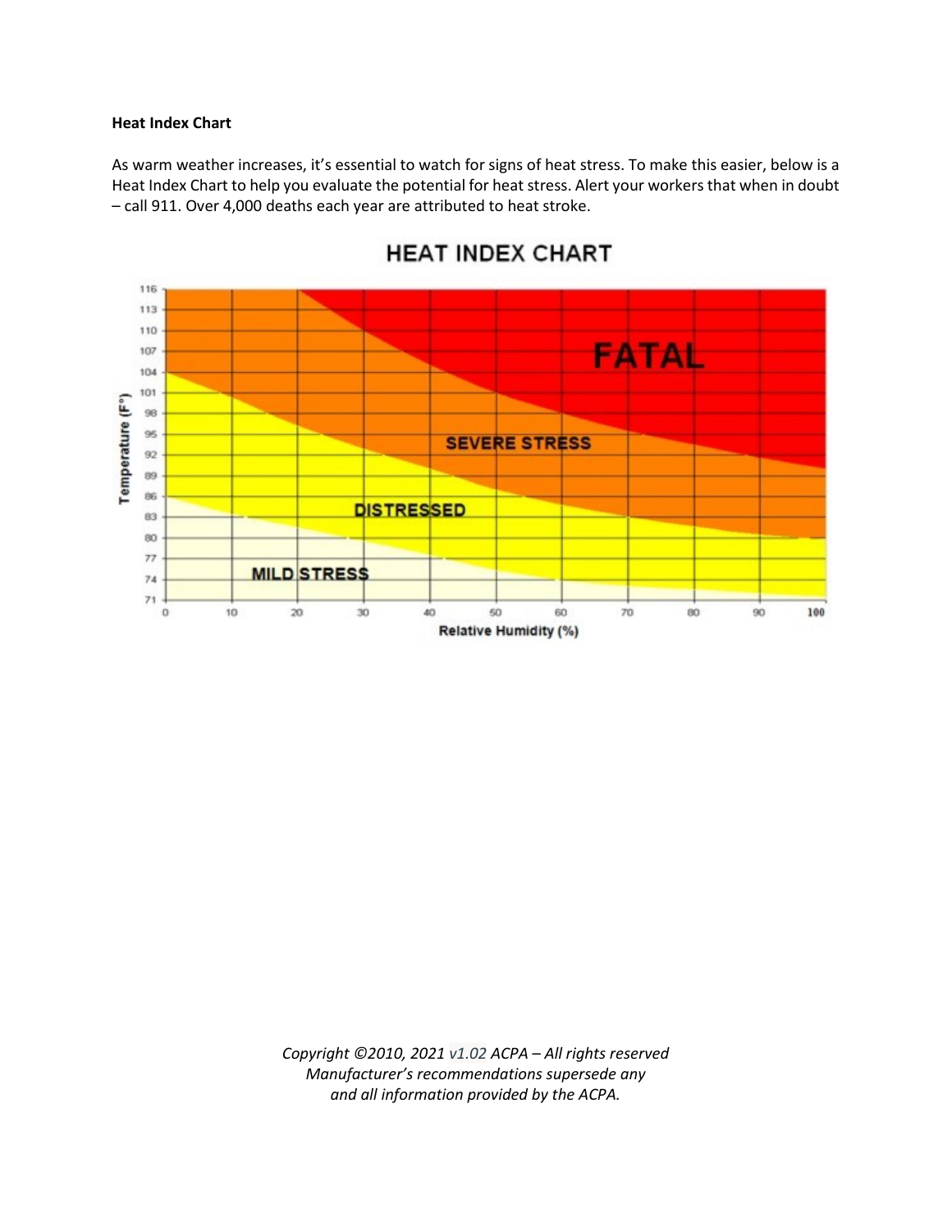**Heat Index Chart**

As warm weather increases, it's essential to watch for signs of heat stress. To make this easier, below is a Heat Index Chart to help you evaluate the potential for heat stress. Alert your workers that when in doubt – call 911. Over 4,000 deaths each year are attributed to heat stroke.

HEAT INDEX CHART

Temperature (F°)

116
113
110
107
104
101
98
95
92
89
86
83
80
77
74
71

0 10 20 30 40 50 60 70 80 90 100

Relative Humidity (%)

FATAL

SEVERE STRESS

DISTRESSED

MILD STRESS

*Copyright ©2010, 2021 v1.02 ACPA – All rights reserved*
*Manufacturer's recommendations supersede any*
*and all information provided by the ACPA.*